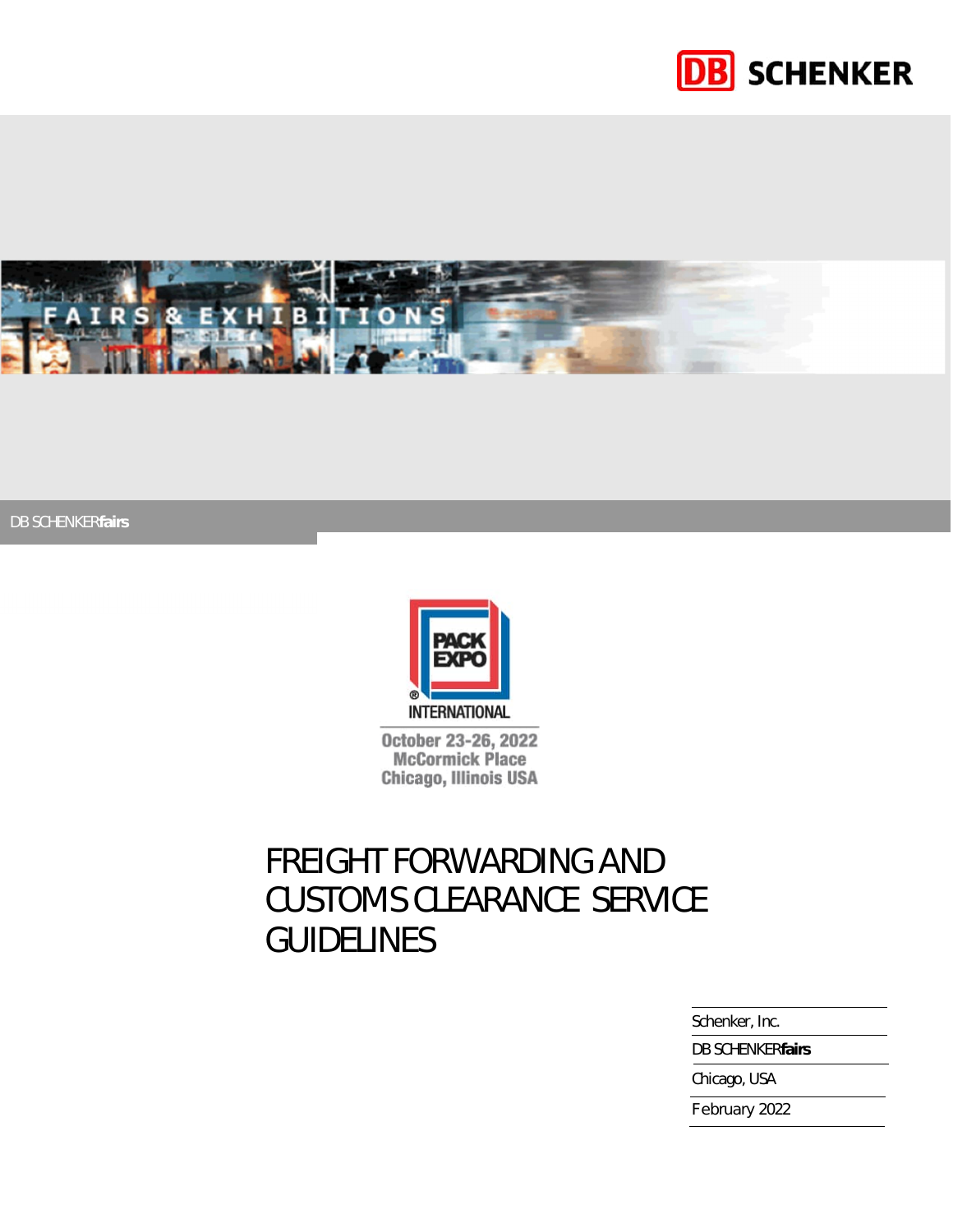DB SCHENKER

FAIRS & EXHIBITIONS

DB SCHENKER**fairs**

PACK EXPO INTERNATIONAL

October 23-26, 2022
McCormick Place
Chicago, Illinois USA

# FREIGHT FORWARDING AND CUSTOMS CLEARANCE SERVICE GUIDELINES

Schenker, Inc.

DB SCHENKER**fairs**

Chicago, USA

February 2022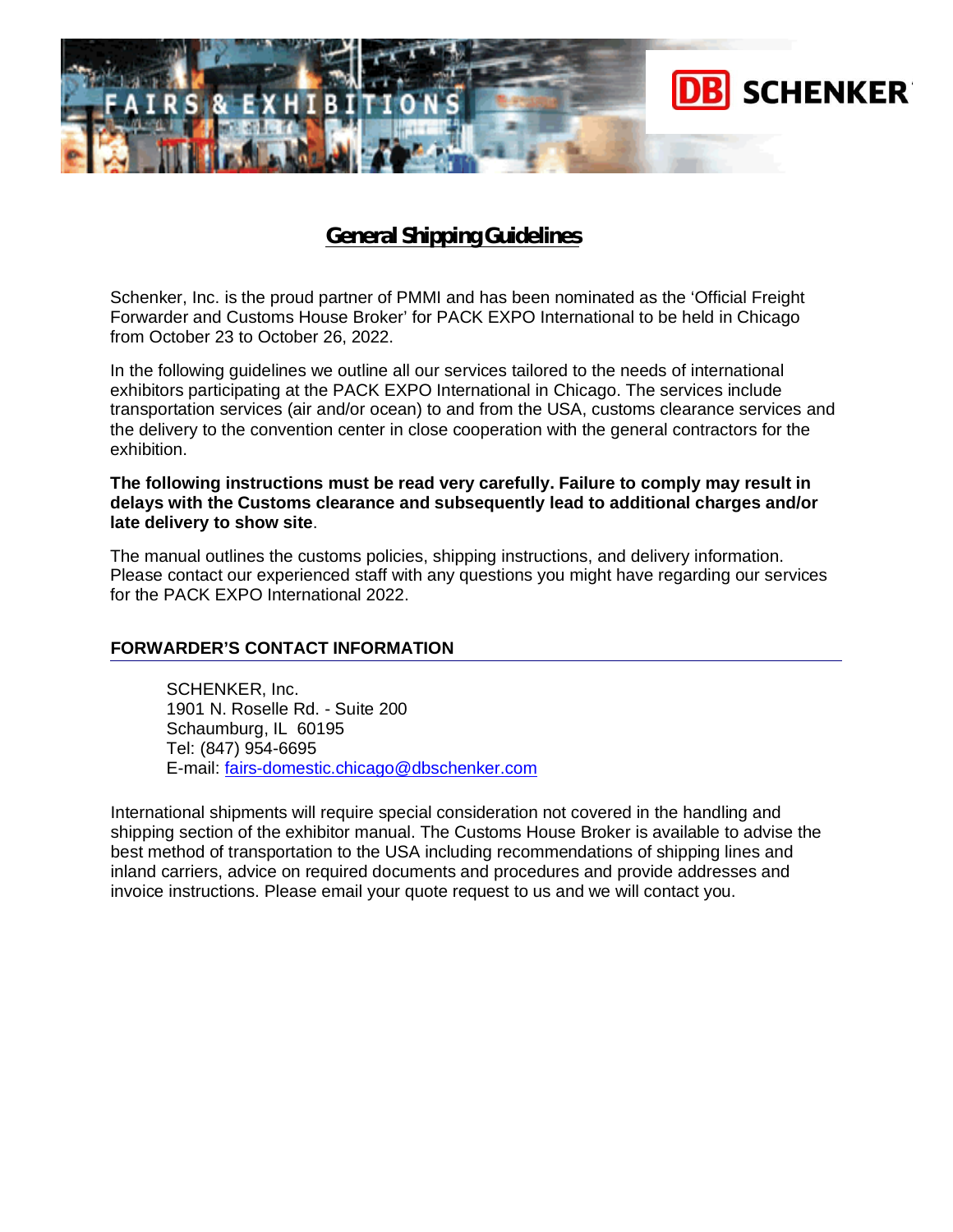# General Shipping Guidelines

Schenker, Inc. is the proud partner of PMMI and has been nominated as the 'Official Freight Forwarder and Customs House Broker' for PACK EXPO International to be held in Chicago from October 23 to October 26, 2022.

In the following guidelines we outline all our services tailored to the needs of international exhibitors participating at the PACK EXPO International in Chicago. The services include transportation services (air and/or ocean) to and from the USA, customs clearance services and the delivery to the convention center in close cooperation with the general contractors for the exhibition.

**The following instructions must be read very carefully. Failure to comply may result in delays with the Customs clearance and subsequently lead to additional charges and/or late delivery to show site**.

The manual outlines the customs policies, shipping instructions, and delivery information. Please contact our experienced staff with any questions you might have regarding our services for the PACK EXPO International 2022.

## FORWARDER'S CONTACT INFORMATION

SCHENKER, Inc.
1901 N. Roselle Rd. - Suite 200
Schaumburg, IL 60195
Tel: (847) 954-6695
E-mail: fairs-domestic.chicago@dbschenker.com

International shipments will require special consideration not covered in the handling and shipping section of the exhibitor manual. The Customs House Broker is available to advise the best method of transportation to the USA including recommendations of shipping lines and inland carriers, advice on required documents and procedures and provide addresses and invoice instructions. Please email your quote request to us and we will contact you.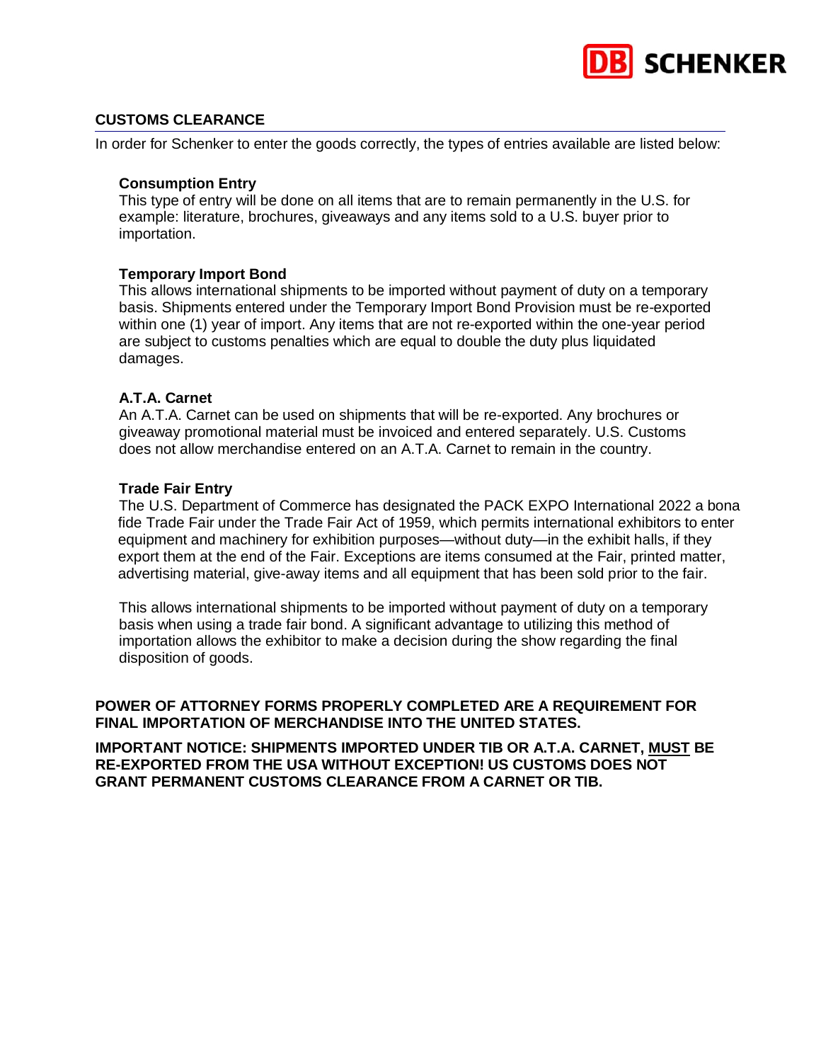## CUSTOMS CLEARANCE

In order for Schenker to enter the goods correctly, the types of entries available are listed below:

### Consumption Entry

This type of entry will be done on all items that are to remain permanently in the U.S. for example: literature, brochures, giveaways and any items sold to a U.S. buyer prior to importation.

### Temporary Import Bond

This allows international shipments to be imported without payment of duty on a temporary basis. Shipments entered under the Temporary Import Bond Provision must be re-exported within one (1) year of import. Any items that are not re-exported within the one-year period are subject to customs penalties which are equal to double the duty plus liquidated damages.

### A.T.A. Carnet

An A.T.A. Carnet can be used on shipments that will be re-exported. Any brochures or giveaway promotional material must be invoiced and entered separately. U.S. Customs does not allow merchandise entered on an A.T.A. Carnet to remain in the country.

### Trade Fair Entry

The U.S. Department of Commerce has designated the PACK EXPO International 2022 a bona fide Trade Fair under the Trade Fair Act of 1959, which permits international exhibitors to enter equipment and machinery for exhibition purposes—without duty—in the exhibit halls, if they export them at the end of the Fair. Exceptions are items consumed at the Fair, printed matter, advertising material, give-away items and all equipment that has been sold prior to the fair.

This allows international shipments to be imported without payment of duty on a temporary basis when using a trade fair bond. A significant advantage to utilizing this method of importation allows the exhibitor to make a decision during the show regarding the final disposition of goods.

**POWER OF ATTORNEY FORMS PROPERLY COMPLETED ARE A REQUIREMENT FOR FINAL IMPORTATION OF MERCHANDISE INTO THE UNITED STATES.**

**IMPORTANT NOTICE: SHIPMENTS IMPORTED UNDER TIB OR A.T.A. CARNET, MUST BE RE-EXPORTED FROM THE USA WITHOUT EXCEPTION! US CUSTOMS DOES NOT GRANT PERMANENT CUSTOMS CLEARANCE FROM A CARNET OR TIB.**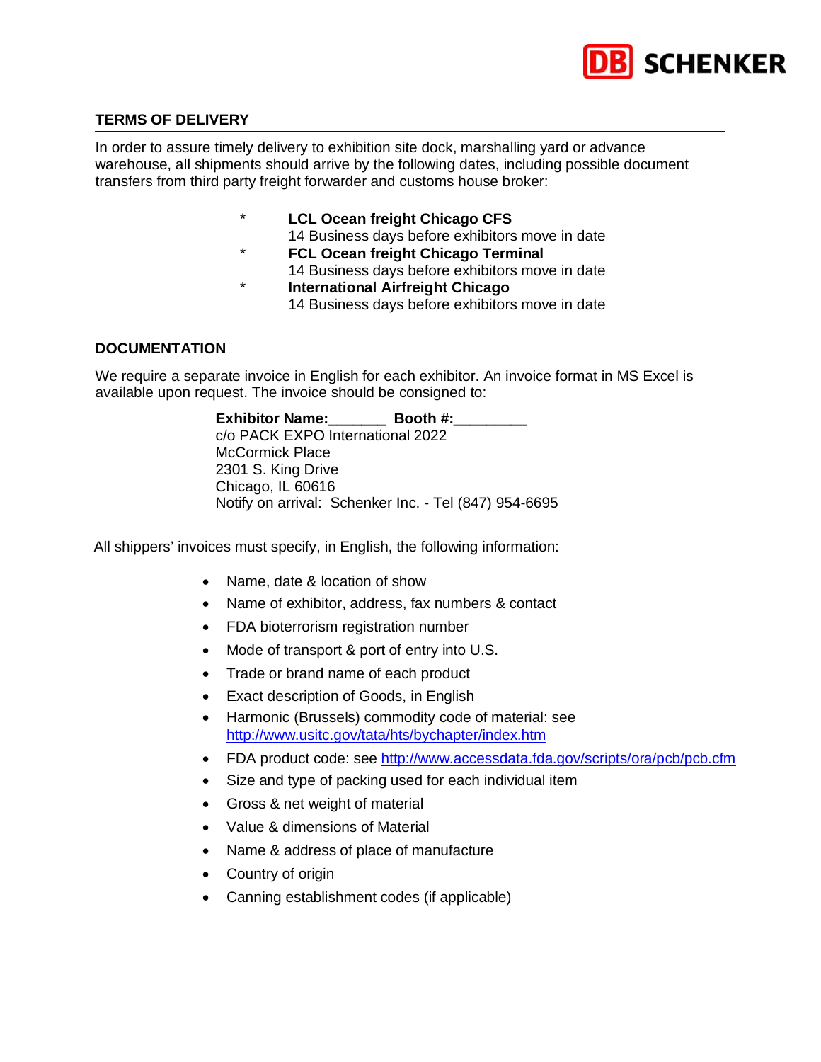## TERMS OF DELIVERY

In order to assure timely delivery to exhibition site dock, marshalling yard or advance warehouse, all shipments should arrive by the following dates, including possible document transfers from third party freight forwarder and customs house broker:

* **LCL Ocean freight Chicago CFS**
  14 Business days before exhibitors move in date
* **FCL Ocean freight Chicago Terminal**
  14 Business days before exhibitors move in date
* **International Airfreight Chicago**
  14 Business days before exhibitors move in date

## DOCUMENTATION

We require a separate invoice in English for each exhibitor. An invoice format in MS Excel is available upon request. The invoice should be consigned to:

> **Exhibitor Name:_______ Booth #:_________**
> c/o PACK EXPO International 2022
> McCormick Place
> 2301 S. King Drive
> Chicago, IL 60616
> Notify on arrival: Schenker Inc. - Tel (847) 954-6695

All shippers' invoices must specify, in English, the following information:

- Name, date & location of show
- Name of exhibitor, address, fax numbers & contact
- FDA bioterrorism registration number
- Mode of transport & port of entry into U.S.
- Trade or brand name of each product
- Exact description of Goods, in English
- Harmonic (Brussels) commodity code of material: see http://www.usitc.gov/tata/hts/bychapter/index.htm
- FDA product code: see http://www.accessdata.fda.gov/scripts/ora/pcb/pcb.cfm
- Size and type of packing used for each individual item
- Gross & net weight of material
- Value & dimensions of Material
- Name & address of place of manufacture
- Country of origin
- Canning establishment codes (if applicable)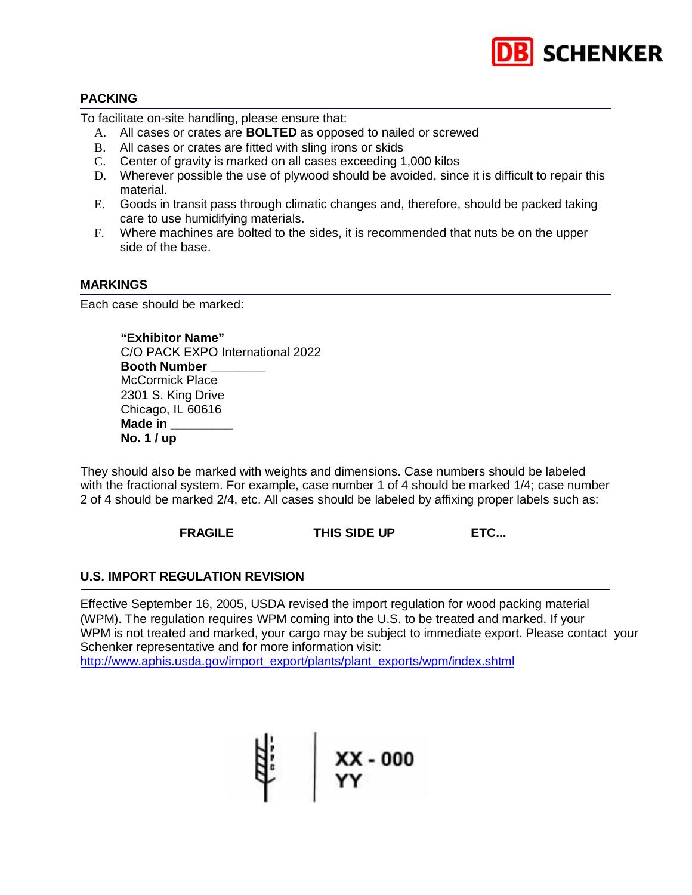## PACKING

To facilitate on-site handling, please ensure that:

A. All cases or crates are **BOLTED** as opposed to nailed or screwed
B. All cases or crates are fitted with sling irons or skids
C. Center of gravity is marked on all cases exceeding 1,000 kilos
D. Wherever possible the use of plywood should be avoided, since it is difficult to repair this material.
E. Goods in transit pass through climatic changes and, therefore, should be packed taking care to use humidifying materials.
F. Where machines are bolted to the sides, it is recommended that nuts be on the upper side of the base.

## MARKINGS

Each case should be marked:

> **"Exhibitor Name"**
> C/O PACK EXPO International 2022
> **Booth Number ________**
> McCormick Place
> 2301 S. King Drive
> Chicago, IL 60616
> **Made in _________**
> **No. 1 / up**

They should also be marked with weights and dimensions. Case numbers should be labeled with the fractional system. For example, case number 1 of 4 should be marked 1/4; case number 2 of 4 should be marked 2/4, etc. All cases should be labeled by affixing proper labels such as:

**FRAGILE** **THIS SIDE UP** **ETC...**

## U.S. IMPORT REGULATION REVISION

Effective September 16, 2005, USDA revised the import regulation for wood packing material (WPM). The regulation requires WPM coming into the U.S. to be treated and marked. If your WPM is not treated and marked, your cargo may be subject to immediate export. Please contact your Schenker representative and for more information visit:
http://www.aphis.usda.gov/import_export/plants/plant_exports/wpm/index.shtml

IPPC | XX - 000
YY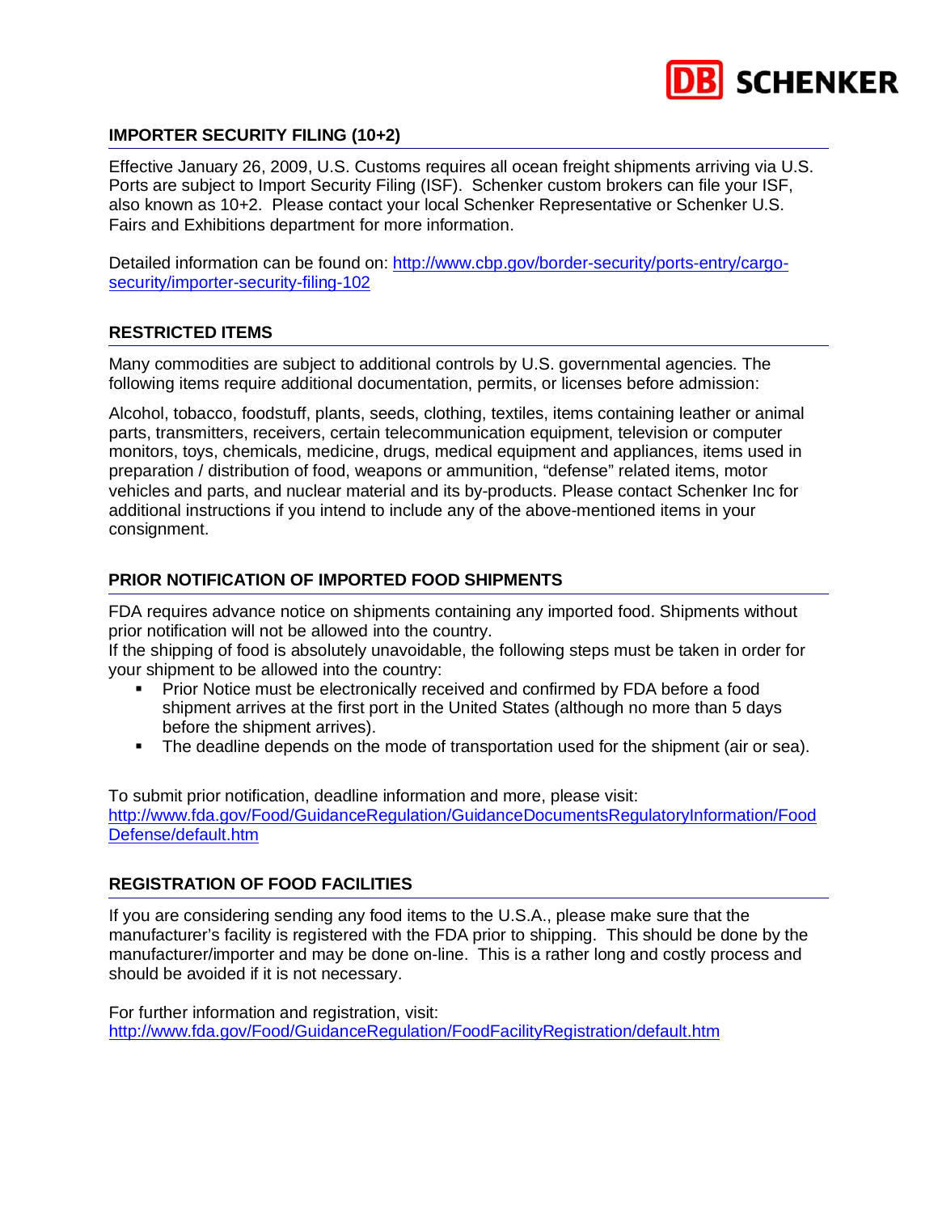## IMPORTER SECURITY FILING (10+2)

Effective January 26, 2009, U.S. Customs requires all ocean freight shipments arriving via U.S. Ports are subject to Import Security Filing (ISF). Schenker custom brokers can file your ISF, also known as 10+2. Please contact your local Schenker Representative or Schenker U.S. Fairs and Exhibitions department for more information.

Detailed information can be found on: [http://www.cbp.gov/border-security/ports-entry/cargo-security/importer-security-filing-102](http://www.cbp.gov/border-security/ports-entry/cargo-security/importer-security-filing-102)

## RESTRICTED ITEMS

Many commodities are subject to additional controls by U.S. governmental agencies. The following items require additional documentation, permits, or licenses before admission:

Alcohol, tobacco, foodstuff, plants, seeds, clothing, textiles, items containing leather or animal parts, transmitters, receivers, certain telecommunication equipment, television or computer monitors, toys, chemicals, medicine, drugs, medical equipment and appliances, items used in preparation / distribution of food, weapons or ammunition, "defense" related items, motor vehicles and parts, and nuclear material and its by-products. Please contact Schenker Inc for additional instructions if you intend to include any of the above-mentioned items in your consignment.

## PRIOR NOTIFICATION OF IMPORTED FOOD SHIPMENTS

FDA requires advance notice on shipments containing any imported food. Shipments without prior notification will not be allowed into the country.
If the shipping of food is absolutely unavoidable, the following steps must be taken in order for your shipment to be allowed into the country:

- Prior Notice must be electronically received and confirmed by FDA before a food shipment arrives at the first port in the United States (although no more than 5 days before the shipment arrives).
- The deadline depends on the mode of transportation used for the shipment (air or sea).

To submit prior notification, deadline information and more, please visit:
[http://www.fda.gov/Food/GuidanceRegulation/GuidanceDocumentsRegulatoryInformation/FoodDefense/default.htm](http://www.fda.gov/Food/GuidanceRegulation/GuidanceDocumentsRegulatoryInformation/FoodDefense/default.htm)

## REGISTRATION OF FOOD FACILITIES

If you are considering sending any food items to the U.S.A., please make sure that the manufacturer's facility is registered with the FDA prior to shipping. This should be done by the manufacturer/importer and may be done on-line. This is a rather long and costly process and should be avoided if it is not necessary.

For further information and registration, visit:
[http://www.fda.gov/Food/GuidanceRegulation/FoodFacilityRegistration/default.htm](http://www.fda.gov/Food/GuidanceRegulation/FoodFacilityRegistration/default.htm)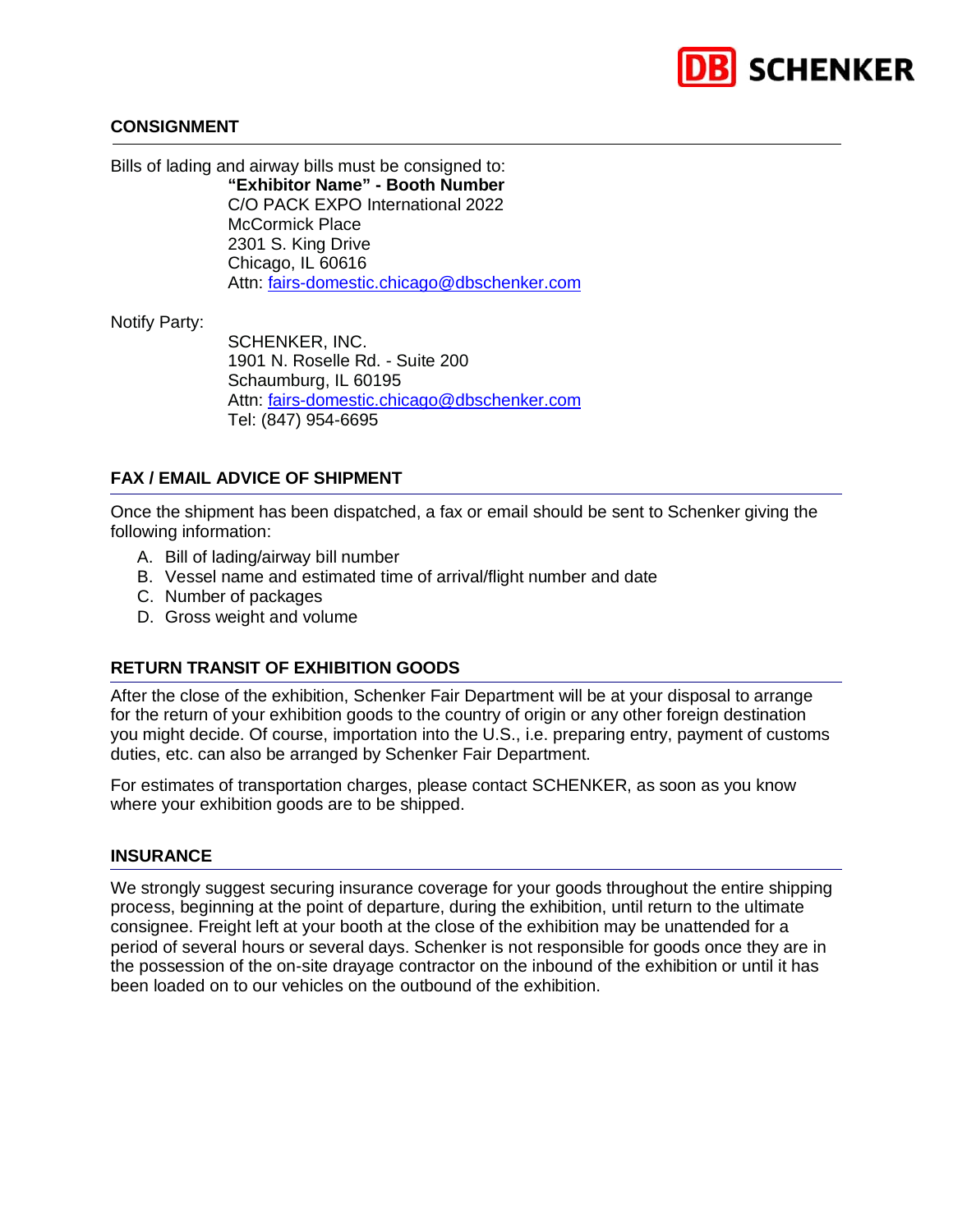## CONSIGNMENT

Bills of lading and airway bills must be consigned to:

**"Exhibitor Name" - Booth Number**
C/O PACK EXPO International 2022
McCormick Place
2301 S. King Drive
Chicago, IL 60616
Attn: fairs-domestic.chicago@dbschenker.com

Notify Party:

SCHENKER, INC.
1901 N. Roselle Rd. - Suite 200
Schaumburg, IL 60195
Attn: fairs-domestic.chicago@dbschenker.com
Tel: (847) 954-6695

## FAX / EMAIL ADVICE OF SHIPMENT

Once the shipment has been dispatched, a fax or email should be sent to Schenker giving the following information:

A. Bill of lading/airway bill number
B. Vessel name and estimated time of arrival/flight number and date
C. Number of packages
D. Gross weight and volume

## RETURN TRANSIT OF EXHIBITION GOODS

After the close of the exhibition, Schenker Fair Department will be at your disposal to arrange for the return of your exhibition goods to the country of origin or any other foreign destination you might decide. Of course, importation into the U.S., i.e. preparing entry, payment of customs duties, etc. can also be arranged by Schenker Fair Department.

For estimates of transportation charges, please contact SCHENKER, as soon as you know where your exhibition goods are to be shipped.

## INSURANCE

We strongly suggest securing insurance coverage for your goods throughout the entire shipping process, beginning at the point of departure, during the exhibition, until return to the ultimate consignee. Freight left at your booth at the close of the exhibition may be unattended for a period of several hours or several days. Schenker is not responsible for goods once they are in the possession of the on-site drayage contractor on the inbound of the exhibition or until it has been loaded on to our vehicles on the outbound of the exhibition.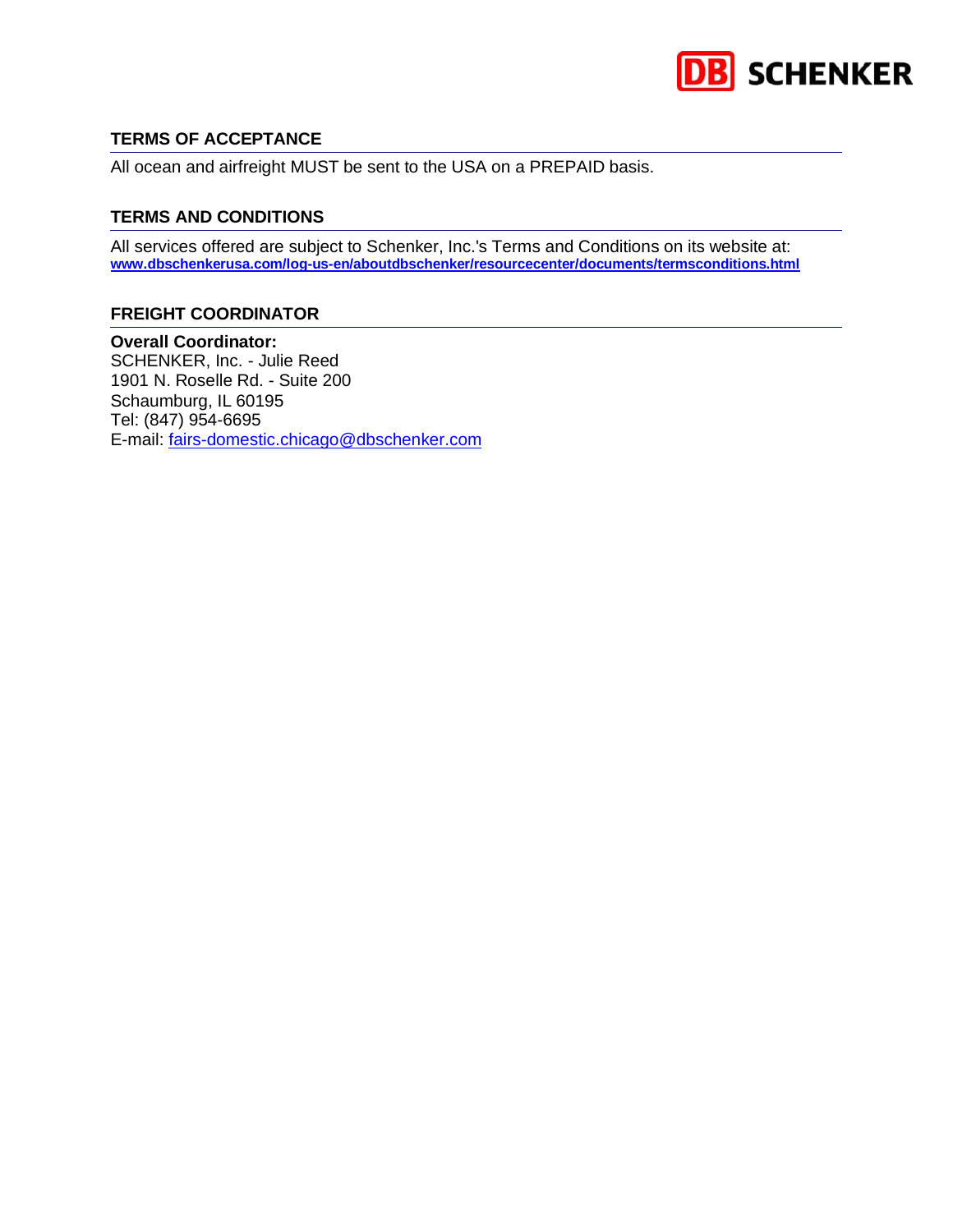## TERMS OF ACCEPTANCE

All ocean and airfreight MUST be sent to the USA on a PREPAID basis.

## TERMS AND CONDITIONS

All services offered are subject to Schenker, Inc.'s Terms and Conditions on its website at:
**www.dbschenkerusa.com/log-us-en/aboutdbschenker/resourcecenter/documents/termsconditions.html**

## FREIGHT COORDINATOR

**Overall Coordinator:**
SCHENKER, Inc. - Julie Reed
1901 N. Roselle Rd. - Suite 200
Schaumburg, IL 60195
Tel: (847) 954-6695
E-mail: fairs-domestic.chicago@dbschenker.com